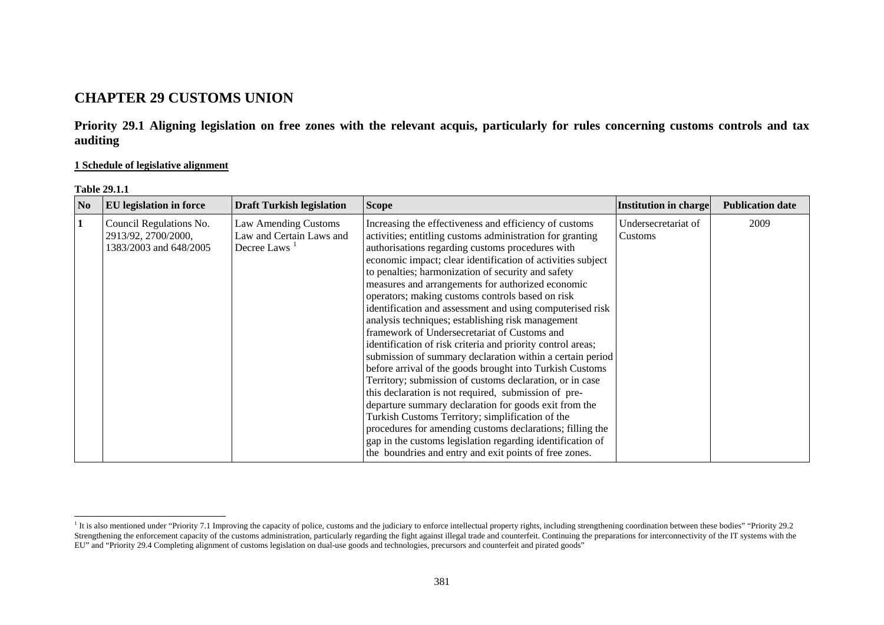# CHAPTER 29 CUSTOMS UNION

## Priority 29.1 Aligning legislation on free zones with the relevant acquis, particularly for rules concerning customs controls and tax auditing

**1 Schedule of legislative alignment**

**Table 29.1.1**

| No | EU legislation in force | Draft Turkish legislation | Scope | Institution in charge | Publication date |
|---|---|---|---|---|---|
| 1 | Council Regulations No. 2913/92, 2700/2000, 1383/2003 and 648/2005 | Law Amending Customs Law and Certain Laws and Decree Laws [1] | Increasing the effectiveness and efficiency of customs activities; entitling customs administration for granting authorisations regarding customs procedures with economic impact; clear identification of activities subject to penalties; harmonization of security and safety measures and arrangements for authorized economic operators; making customs controls based on risk identification and assessment and using computerised risk analysis techniques; establishing risk management framework of Undersecretariat of Customs and identification of risk criteria and priority control areas; submission of summary declaration within a certain period before arrival of the goods brought into Turkish Customs Territory; submission of customs declaration, or in case this declaration is not required, submission of pre-departure summary declaration for goods exit from the Turkish Customs Territory; simplification of the procedures for amending customs declarations; filling the gap in the customs legislation regarding identification of the boundries and entry and exit points of free zones. | Undersecretariat of Customs | 2009 |

[1] It is also mentioned under "Priority 7.1 Improving the capacity of police, customs and the judiciary to enforce intellectual property rights, including strengthening coordination between these bodies" "Priority 29.2 Strengthening the enforcement capacity of the customs administration, particularly regarding the fight against illegal trade and counterfeit. Continuing the preparations for interconnectivity of the IT systems with the EU" and "Priority 29.4 Completing alignment of customs legislation on dual-use goods and technologies, precursors and counterfeit and pirated goods"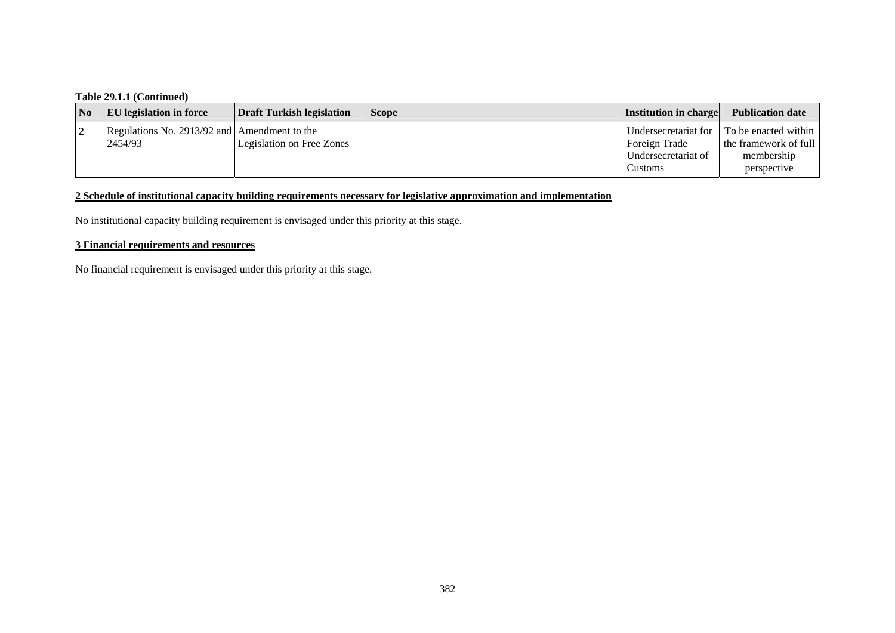**Table 29.1.1 (Continued)**

| No | EU legislation in force | Draft Turkish legislation | Scope | Institution in charge | Publication date |
|---|---|---|---|---|---|
| 2 | Regulations No. 2913/92 and 2454/93 | Amendment to the Legislation on Free Zones | | Undersecretariat for Foreign Trade Undersecretariat of Customs | To be enacted within the framework of full membership perspective |

**2 Schedule of institutional capacity building requirements necessary for legislative approximation and implementation**

No institutional capacity building requirement is envisaged under this priority at this stage.

**3 Financial requirements and resources**

No financial requirement is envisaged under this priority at this stage.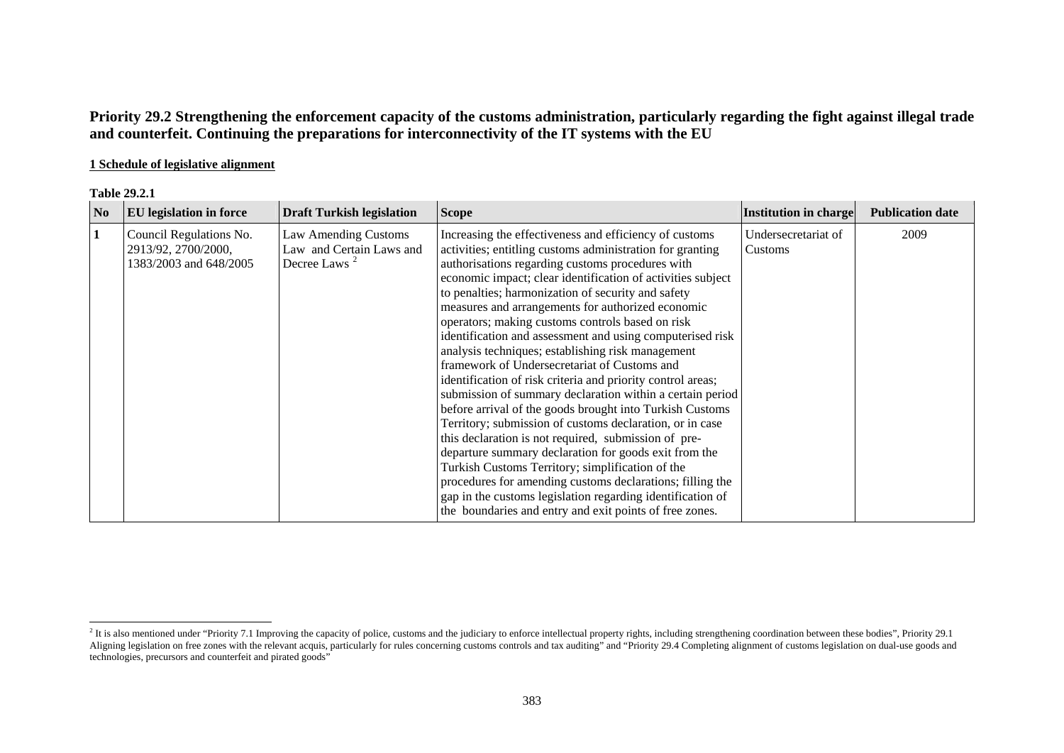**Priority 29.2 Strengthening the enforcement capacity of the customs administration, particularly regarding the fight against illegal trade and counterfeit. Continuing the preparations for interconnectivity of the IT systems with the EU**

**1 Schedule of legislative alignment**

**Table 29.2.1**

| No | EU legislation in force | Draft Turkish legislation | Scope | Institution in charge | Publication date |
|---|---|---|---|---|---|
| 1 | Council Regulations No. 2913/92, 2700/2000, 1383/2003 and 648/2005 | Law Amending Customs Law and Certain Laws and Decree Laws [2] | Increasing the effectiveness and efficiency of customs activities; entitling customs administration for granting authorisations regarding customs procedures with economic impact; clear identification of activities subject to penalties; harmonization of security and safety measures and arrangements for authorized economic operators; making customs controls based on risk identification and assessment and using computerised risk analysis techniques; establishing risk management framework of Undersecretariat of Customs and identification of risk criteria and priority control areas; submission of summary declaration within a certain period before arrival of the goods brought into Turkish Customs Territory; submission of customs declaration, or in case this declaration is not required, submission of pre-departure summary declaration for goods exit from the Turkish Customs Territory; simplification of the procedures for amending customs declarations; filling the gap in the customs legislation regarding identification of the boundaries and entry and exit points of free zones. | Undersecretariat of Customs | 2009 |

[2] It is also mentioned under "Priority 7.1 Improving the capacity of police, customs and the judiciary to enforce intellectual property rights, including strengthening coordination between these bodies", Priority 29.1 Aligning legislation on free zones with the relevant acquis, particularly for rules concerning customs controls and tax auditing" and "Priority 29.4 Completing alignment of customs legislation on dual-use goods and technologies, precursors and counterfeit and pirated goods"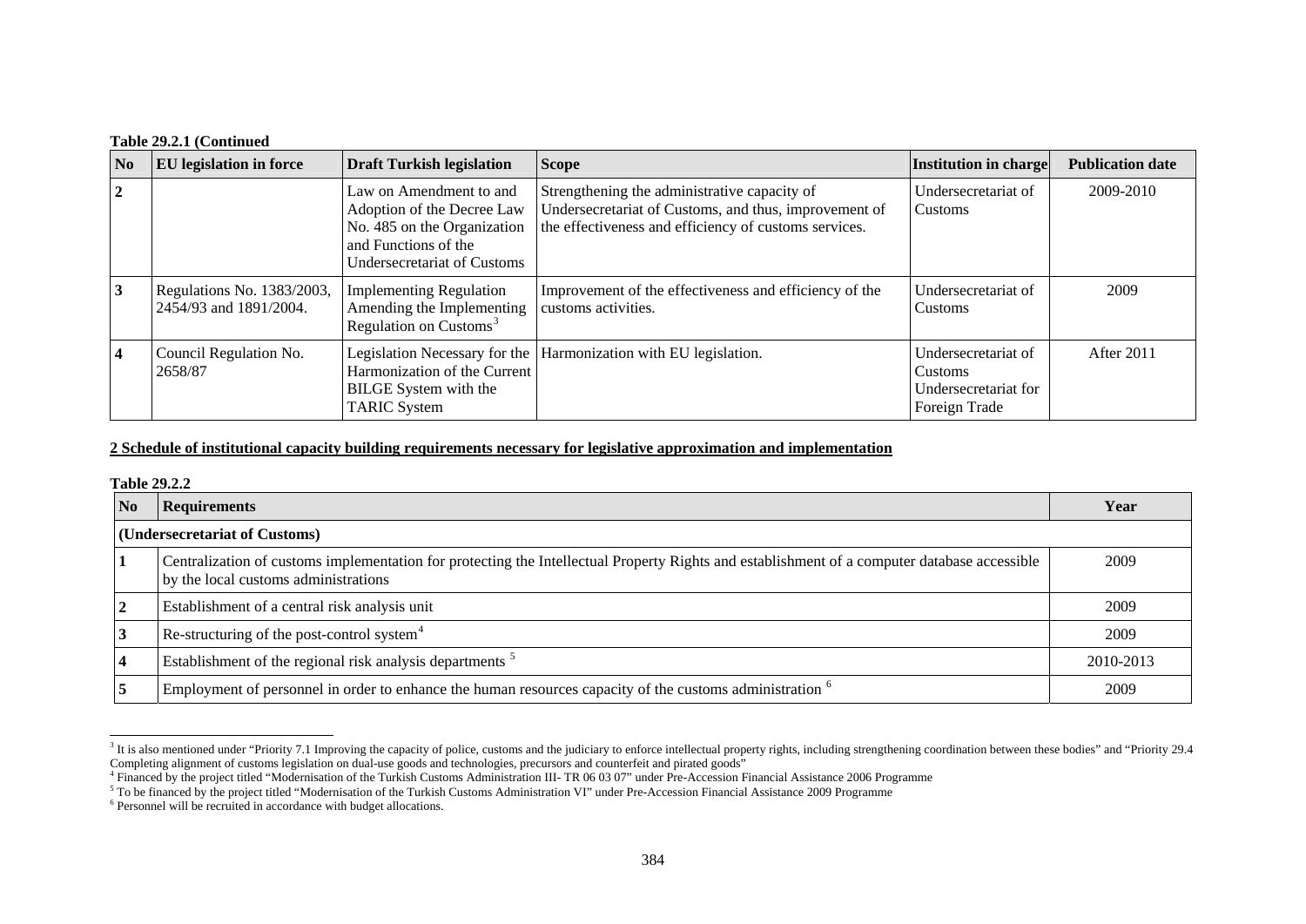**Table 29.2.1 (Continued**

| No | EU legislation in force | Draft Turkish legislation | Scope | Institution in charge | Publication date |
|---|---|---|---|---|---|
| 2 | | Law on Amendment to and Adoption of the Decree Law No. 485 on the Organization and Functions of the Undersecretariat of Customs | Strengthening the administrative capacity of Undersecretariat of Customs, and thus, improvement of the effectiveness and efficiency of customs services. | Undersecretariat of Customs | 2009-2010 |
| 3 | Regulations No. 1383/2003, 2454/93 and 1891/2004. | Implementing Regulation Amending the Implementing Regulation on Customs[3] | Improvement of the effectiveness and efficiency of the customs activities. | Undersecretariat of Customs | 2009 |
| 4 | Council Regulation No. 2658/87 | Legislation Necessary for the Harmonization of the Current BILGE System with the TARIC System | Harmonization with EU legislation. | Undersecretariat of Customs Undersecretariat for Foreign Trade | After 2011 |

**2 Schedule of institutional capacity building requirements necessary for legislative approximation and implementation**

**Table 29.2.2**

| No | Requirements | Year |
|---|---|---|
| **(Undersecretariat of Customs)** | | |
| 1 | Centralization of customs implementation for protecting the Intellectual Property Rights and establishment of a computer database accessible by the local customs administrations | 2009 |
| 2 | Establishment of a central risk analysis unit | 2009 |
| 3 | Re-structuring of the post-control system[4] | 2009 |
| 4 | Establishment of the regional risk analysis departments [5] | 2010-2013 |
| 5 | Employment of personnel in order to enhance the human resources capacity of the customs administration [6] | 2009 |

[3] It is also mentioned under "Priority 7.1 Improving the capacity of police, customs and the judiciary to enforce intellectual property rights, including strengthening coordination between these bodies" and "Priority 29.4 Completing alignment of customs legislation on dual-use goods and technologies, precursors and counterfeit and pirated goods"

[4] Financed by the project titled "Modernisation of the Turkish Customs Administration III- TR 06 03 07" under Pre-Accession Financial Assistance 2006 Programme

[5] To be financed by the project titled "Modernisation of the Turkish Customs Administration VI" under Pre-Accession Financial Assistance 2009 Programme

[6] Personnel will be recruited in accordance with budget allocations.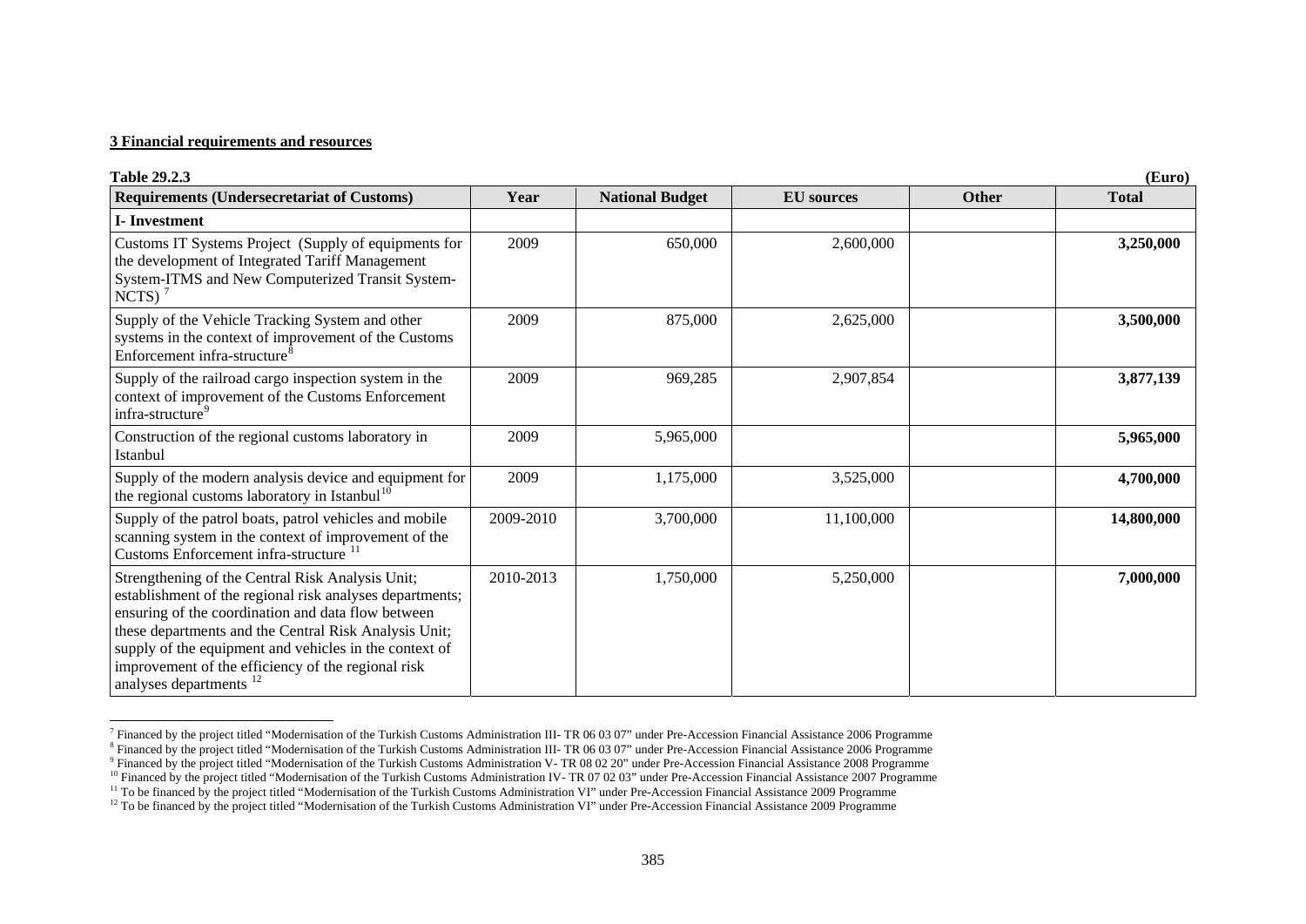**3 Financial requirements and resources**

**Table 29.2.3** **(Euro)**

| Requirements (Undersecretariat of Customs) | Year | National Budget | EU sources | Other | Total |
|---|---|---|---|---|---|
| **I- Investment** | | | | | |
| Customs IT Systems Project (Supply of equipments for the development of Integrated Tariff Management System-ITMS and New Computerized Transit System-NCTS) [7] | 2009 | 650,000 | 2,600,000 | | **3,250,000** |
| Supply of the Vehicle Tracking System and other systems in the context of improvement of the Customs Enforcement infra-structure[8] | 2009 | 875,000 | 2,625,000 | | **3,500,000** |
| Supply of the railroad cargo inspection system in the context of improvement of the Customs Enforcement infra-structure[9] | 2009 | 969,285 | 2,907,854 | | **3,877,139** |
| Construction of the regional customs laboratory in Istanbul | 2009 | 5,965,000 | | | **5,965,000** |
| Supply of the modern analysis device and equipment for the regional customs laboratory in Istanbul[10] | 2009 | 1,175,000 | 3,525,000 | | **4,700,000** |
| Supply of the patrol boats, patrol vehicles and mobile scanning system in the context of improvement of the Customs Enforcement infra-structure [11] | 2009-2010 | 3,700,000 | 11,100,000 | | **14,800,000** |
| Strengthening of the Central Risk Analysis Unit; establishment of the regional risk analyses departments; ensuring of the coordination and data flow between these departments and the Central Risk Analysis Unit; supply of the equipment and vehicles in the context of improvement of the efficiency of the regional risk analyses departments [12] | 2010-2013 | 1,750,000 | 5,250,000 | | **7,000,000** |

[7] Financed by the project titled "Modernisation of the Turkish Customs Administration III- TR 06 03 07" under Pre-Accession Financial Assistance 2006 Programme

[8] Financed by the project titled "Modernisation of the Turkish Customs Administration III- TR 06 03 07" under Pre-Accession Financial Assistance 2006 Programme

[9] Financed by the project titled "Modernisation of the Turkish Customs Administration V- TR 08 02 20" under Pre-Accession Financial Assistance 2008 Programme

[10] Financed by the project titled "Modernisation of the Turkish Customs Administration IV- TR 07 02 03" under Pre-Accession Financial Assistance 2007 Programme

[11] To be financed by the project titled "Modernisation of the Turkish Customs Administration VI" under Pre-Accession Financial Assistance 2009 Programme

[12] To be financed by the project titled "Modernisation of the Turkish Customs Administration VI" under Pre-Accession Financial Assistance 2009 Programme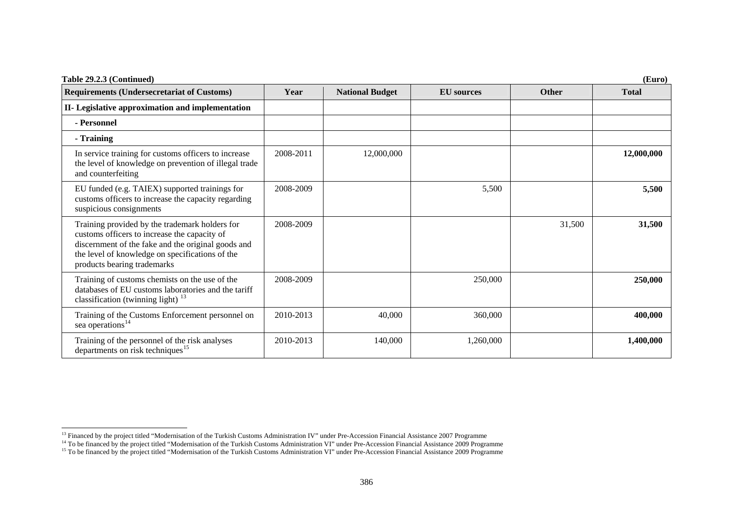**Table 29.2.3 (Continued)** **(Euro)**

| Requirements (Undersecretariat of Customs) | Year | National Budget | EU sources | Other | Total |
|---|---|---|---|---|---|
| **II- Legislative approximation and implementation** | | | | | |
| **- Personnel** | | | | | |
| **- Training** | | | | | |
| In service training for customs officers to increase the level of knowledge on prevention of illegal trade and counterfeiting | 2008-2011 | 12,000,000 | | | **12,000,000** |
| EU funded (e.g. TAIEX) supported trainings for customs officers to increase the capacity regarding suspicious consignments | 2008-2009 | | 5,500 | | **5,500** |
| Training provided by the trademark holders for customs officers to increase the capacity of discernment of the fake and the original goods and the level of knowledge on specifications of the products bearing trademarks | 2008-2009 | | | 31,500 | **31,500** |
| Training of customs chemists on the use of the databases of EU customs laboratories and the tariff classification (twinning light) [13] | 2008-2009 | | 250,000 | | **250,000** |
| Training of the Customs Enforcement personnel on sea operations[14] | 2010-2013 | 40,000 | 360,000 | | **400,000** |
| Training of the personnel of the risk analyses departments on risk techniques[15] | 2010-2013 | 140,000 | 1,260,000 | | **1,400,000** |

[13] Financed by the project titled "Modernisation of the Turkish Customs Administration IV" under Pre-Accession Financial Assistance 2007 Programme

[14] To be financed by the project titled "Modernisation of the Turkish Customs Administration VI" under Pre-Accession Financial Assistance 2009 Programme

[15] To be financed by the project titled "Modernisation of the Turkish Customs Administration VI" under Pre-Accession Financial Assistance 2009 Programme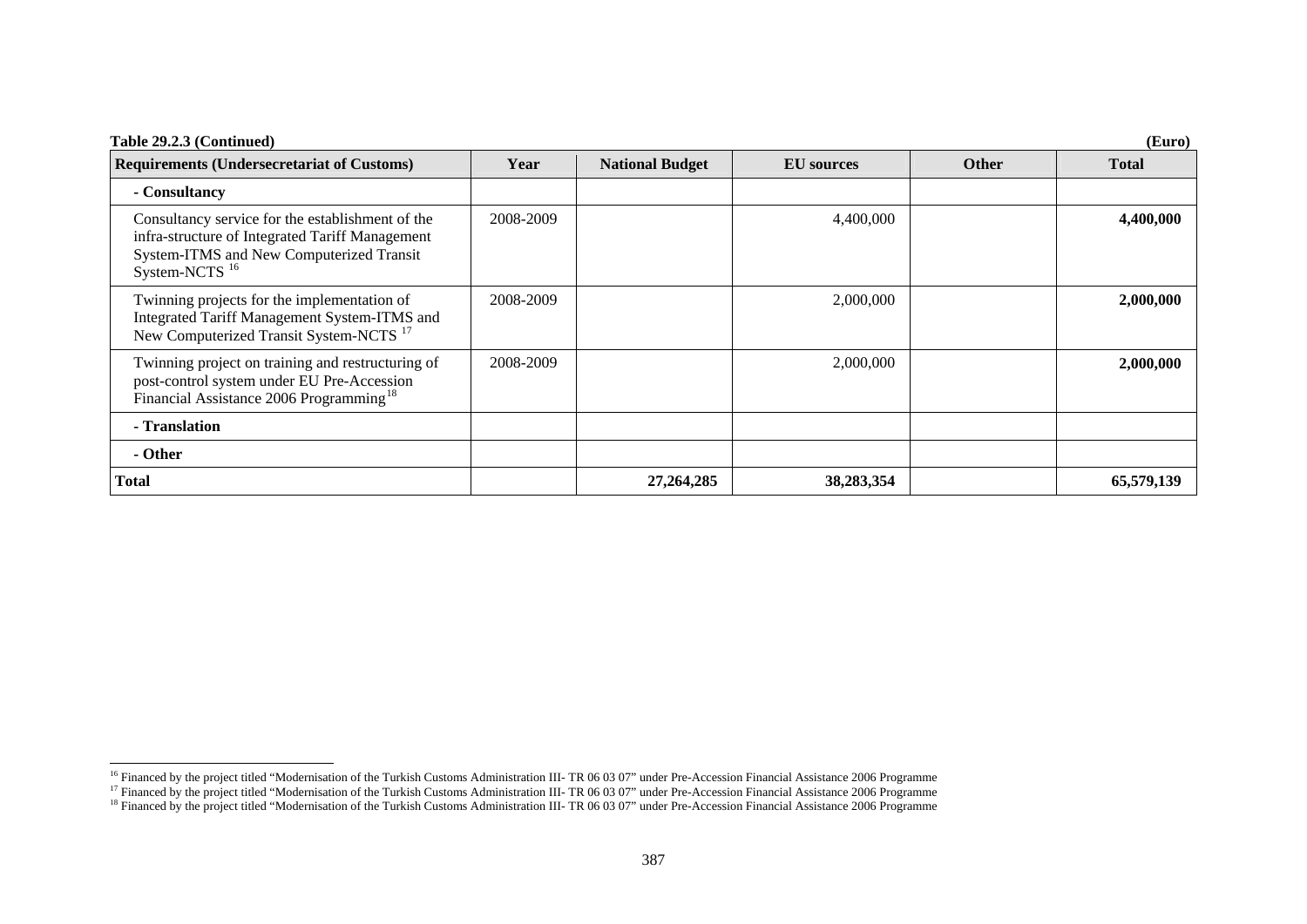**Table 29.2.3 (Continued)** **(Euro)**

| Requirements (Undersecretariat of Customs) | Year | National Budget | EU sources | Other | Total |
|---|---|---|---|---|---|
| **- Consultancy** | | | | | |
| Consultancy service for the establishment of the infra-structure of Integrated Tariff Management System-ITMS and New Computerized Transit System-NCTS [16] | 2008-2009 | | 4,400,000 | | **4,400,000** |
| Twinning projects for the implementation of Integrated Tariff Management System-ITMS and New Computerized Transit System-NCTS [17] | 2008-2009 | | 2,000,000 | | **2,000,000** |
| Twinning project on training and restructuring of post-control system under EU Pre-Accession Financial Assistance 2006 Programming[18] | 2008-2009 | | 2,000,000 | | **2,000,000** |
| **- Translation** | | | | | |
| **- Other** | | | | | |
| **Total** | | **27,264,285** | **38,283,354** | | **65,579,139** |

[16] Financed by the project titled "Modernisation of the Turkish Customs Administration III- TR 06 03 07" under Pre-Accession Financial Assistance 2006 Programme

[17] Financed by the project titled "Modernisation of the Turkish Customs Administration III- TR 06 03 07" under Pre-Accession Financial Assistance 2006 Programme

[18] Financed by the project titled "Modernisation of the Turkish Customs Administration III- TR 06 03 07" under Pre-Accession Financial Assistance 2006 Programme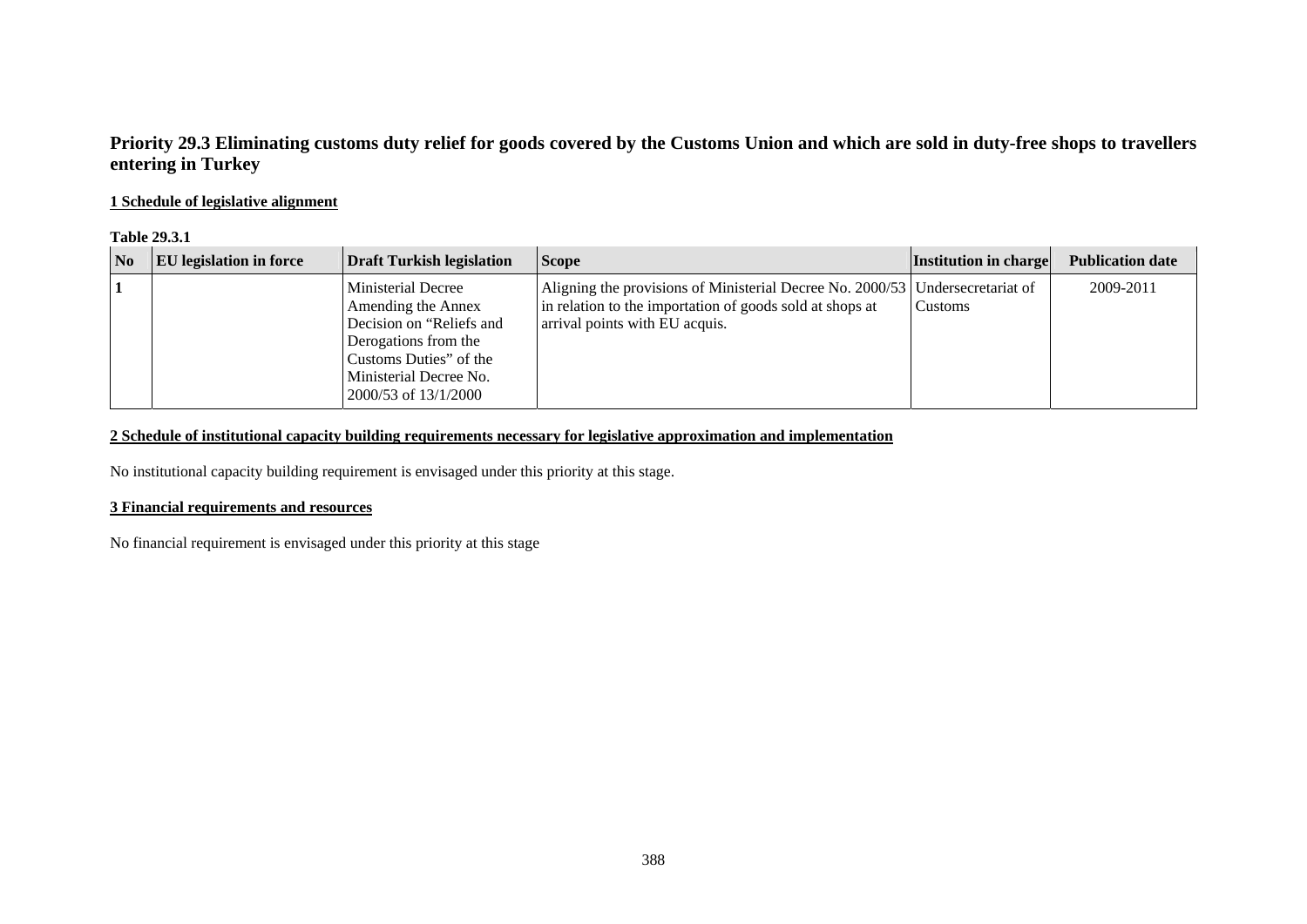## Priority 29.3 Eliminating customs duty relief for goods covered by the Customs Union and which are sold in duty-free shops to travellers entering in Turkey

**1 Schedule of legislative alignment**

**Table 29.3.1**

| No | EU legislation in force | Draft Turkish legislation | Scope | Institution in charge | Publication date |
|---|---|---|---|---|---|
| 1 | | Ministerial Decree Amending the Annex Decision on "Reliefs and Derogations from the Customs Duties" of the Ministerial Decree No. 2000/53 of 13/1/2000 | Aligning the provisions of Ministerial Decree No. 2000/53 in relation to the importation of goods sold at shops at arrival points with EU acquis. | Undersecretariat of Customs | 2009-2011 |

**2 Schedule of institutional capacity building requirements necessary for legislative approximation and implementation**

No institutional capacity building requirement is envisaged under this priority at this stage.

**3 Financial requirements and resources**

No financial requirement is envisaged under this priority at this stage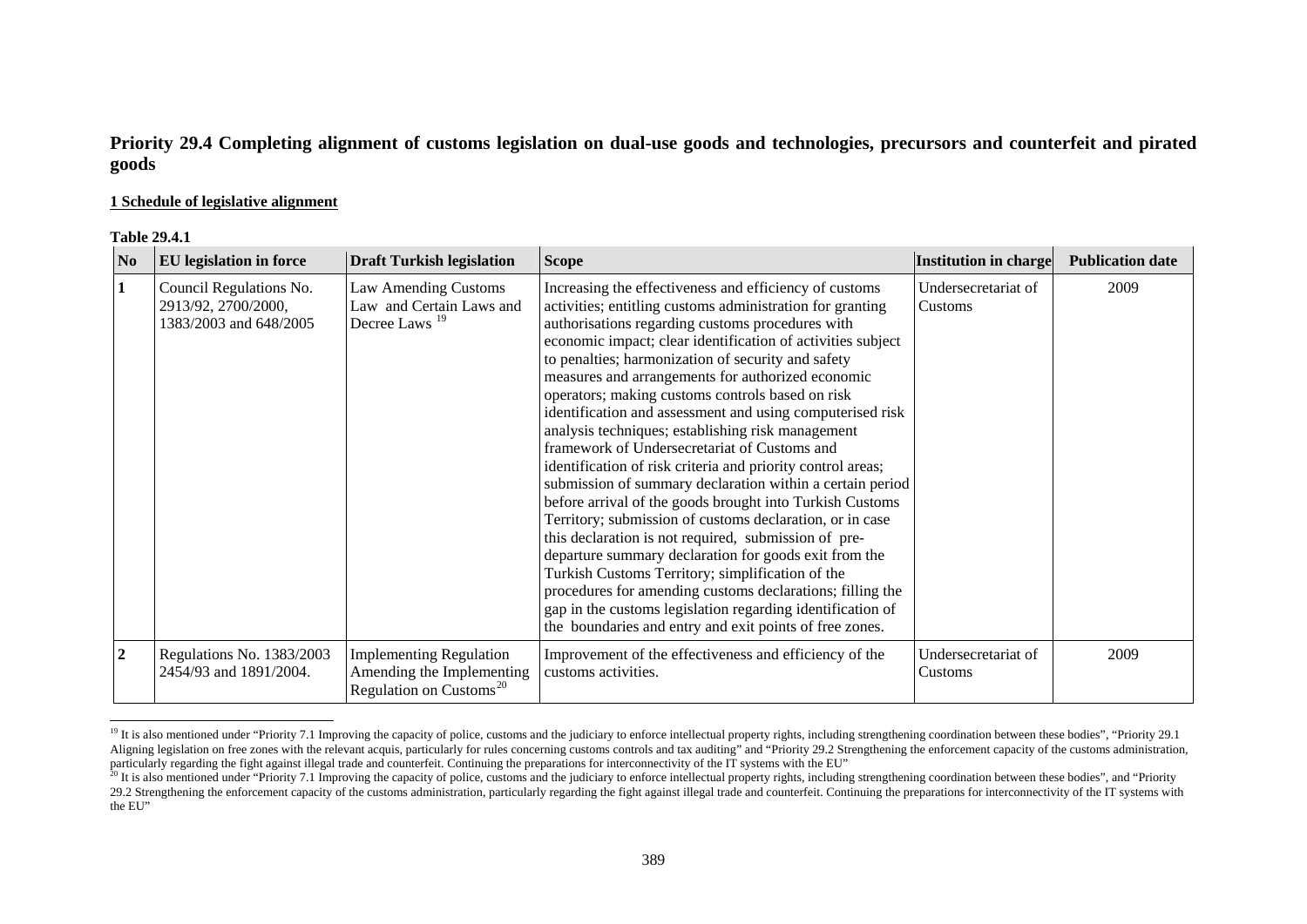**Priority 29.4 Completing alignment of customs legislation on dual-use goods and technologies, precursors and counterfeit and pirated goods**

**1 Schedule of legislative alignment**

**Table 29.4.1**

| No | EU legislation in force | Draft Turkish legislation | Scope | Institution in charge | Publication date |
|---|---|---|---|---|---|
| 1 | Council Regulations No. 2913/92, 2700/2000, 1383/2003 and 648/2005 | Law Amending Customs Law and Certain Laws and Decree Laws [19] | Increasing the effectiveness and efficiency of customs activities; entitling customs administration for granting authorisations regarding customs procedures with economic impact; clear identification of activities subject to penalties; harmonization of security and safety measures and arrangements for authorized economic operators; making customs controls based on risk identification and assessment and using computerised risk analysis techniques; establishing risk management framework of Undersecretariat of Customs and identification of risk criteria and priority control areas; submission of summary declaration within a certain period before arrival of the goods brought into Turkish Customs Territory; submission of customs declaration, or in case this declaration is not required, submission of pre-departure summary declaration for goods exit from the Turkish Customs Territory; simplification of the procedures for amending customs declarations; filling the gap in the customs legislation regarding identification of the boundaries and entry and exit points of free zones. | Undersecretariat of Customs | 2009 |
| 2 | Regulations No. 1383/2003 2454/93 and 1891/2004. | Implementing Regulation Amending the Implementing Regulation on Customs[20] | Improvement of the effectiveness and efficiency of the customs activities. | Undersecretariat of Customs | 2009 |

[19] It is also mentioned under "Priority 7.1 Improving the capacity of police, customs and the judiciary to enforce intellectual property rights, including strengthening coordination between these bodies", "Priority 29.1 Aligning legislation on free zones with the relevant acquis, particularly for rules concerning customs controls and tax auditing" and "Priority 29.2 Strengthening the enforcement capacity of the customs administration, particularly regarding the fight against illegal trade and counterfeit. Continuing the preparations for interconnectivity of the IT systems with the EU"

[20] It is also mentioned under "Priority 7.1 Improving the capacity of police, customs and the judiciary to enforce intellectual property rights, including strengthening coordination between these bodies", and "Priority 29.2 Strengthening the enforcement capacity of the customs administration, particularly regarding the fight against illegal trade and counterfeit. Continuing the preparations for interconnectivity of the IT systems with the EU"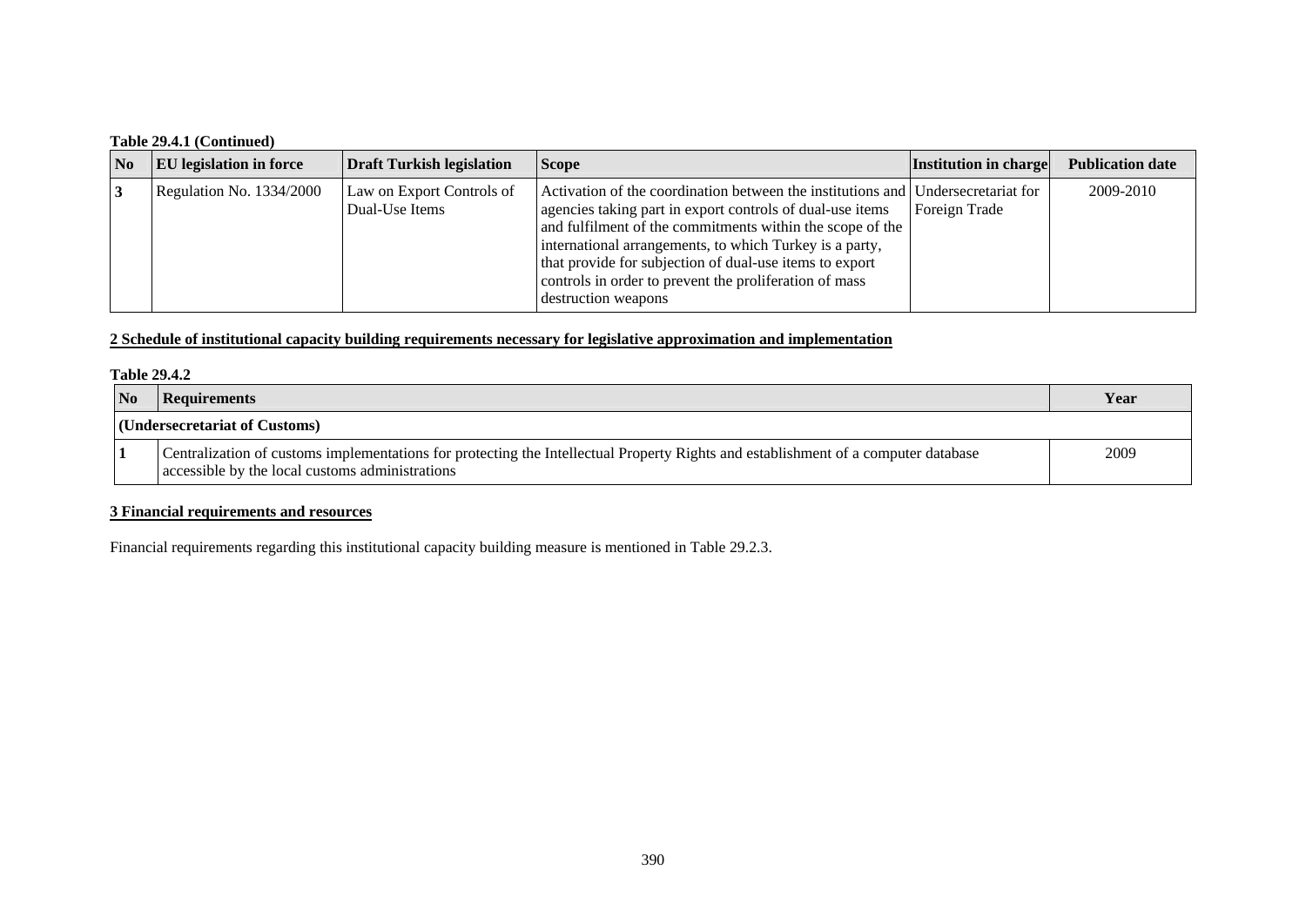**Table 29.4.1 (Continued)**

| No | EU legislation in force | Draft Turkish legislation | Scope | Institution in charge | Publication date |
|---|---|---|---|---|---|
| 3 | Regulation No. 1334/2000 | Law on Export Controls of Dual-Use Items | Activation of the coordination between the institutions and agencies taking part in export controls of dual-use items and fulfilment of the commitments within the scope of the international arrangements, to which Turkey is a party, that provide for subjection of dual-use items to export controls in order to prevent the proliferation of mass destruction weapons | Undersecretariat for Foreign Trade | 2009-2010 |

**2 Schedule of institutional capacity building requirements necessary for legislative approximation and implementation**

**Table 29.4.2**

| No | Requirements | Year |
|---|---|---|
| **(Undersecretariat of Customs)** | | |
| 1 | Centralization of customs implementations for protecting the Intellectual Property Rights and establishment of a computer database accessible by the local customs administrations | 2009 |

**3 Financial requirements and resources**

Financial requirements regarding this institutional capacity building measure is mentioned in Table 29.2.3.